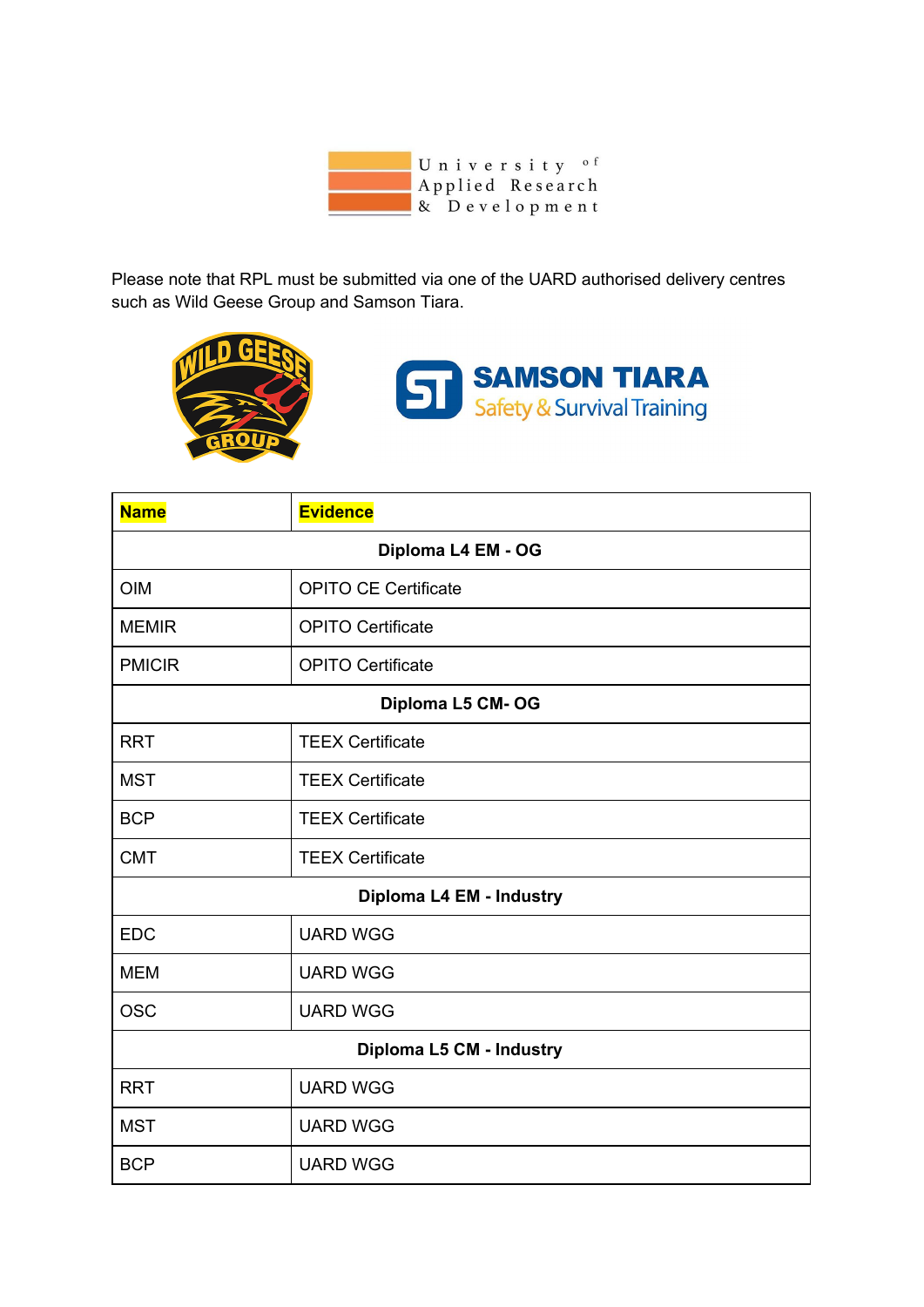University of Applied Research & Development

Please note that RPL must be submitted via one of the UARD authorised delivery centres such as Wild Geese Group and Samson Tiara.

WILD GEESE GROUP

SAMSON TIARA Safety & Survival Training

| Name | Evidence |
| --- | --- |
| **Diploma L4 EM - OG** | |
| OIM | OPITO CE Certificate |
| MEMIR | OPITO Certificate |
| PMICIR | OPITO Certificate |
| **Diploma L5 CM- OG** | |
| RRT | TEEX Certificate |
| MST | TEEX Certificate |
| BCP | TEEX Certificate |
| CMT | TEEX Certificate |
| **Diploma L4 EM - Industry** | |
| EDC | UARD WGG |
| MEM | UARD WGG |
| OSC | UARD WGG |
| **Diploma L5 CM - Industry** | |
| RRT | UARD WGG |
| MST | UARD WGG |
| BCP | UARD WGG |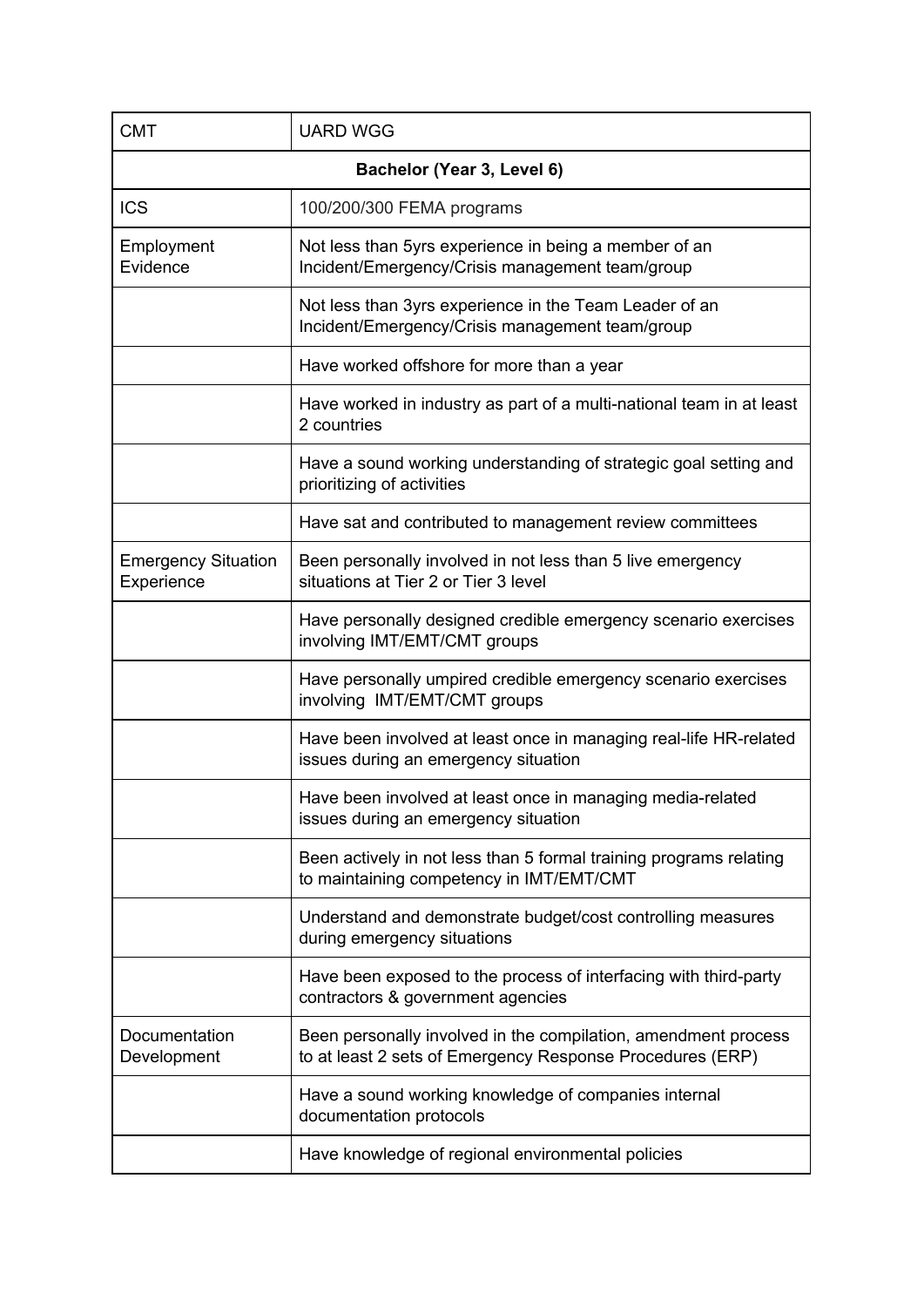| CMT | UARD WGG |
|---|---|
| **Bachelor (Year 3, Level 6)** | |
| ICS | 100/200/300 FEMA programs |
| Employment Evidence | Not less than 5yrs experience in being a member of an Incident/Emergency/Crisis management team/group |
| | Not less than 3yrs experience in the Team Leader of an Incident/Emergency/Crisis management team/group |
| | Have worked offshore for more than a year |
| | Have worked in industry as part of a multi-national team in at least 2 countries |
| | Have a sound working understanding of strategic goal setting and prioritizing of activities |
| | Have sat and contributed to management review committees |
| Emergency Situation Experience | Been personally involved in not less than 5 live emergency situations at Tier 2 or Tier 3 level |
| | Have personally designed credible emergency scenario exercises involving IMT/EMT/CMT groups |
| | Have personally umpired credible emergency scenario exercises involving IMT/EMT/CMT groups |
| | Have been involved at least once in managing real-life HR-related issues during an emergency situation |
| | Have been involved at least once in managing media-related issues during an emergency situation |
| | Been actively in not less than 5 formal training programs relating to maintaining competency in IMT/EMT/CMT |
| | Understand and demonstrate budget/cost controlling measures during emergency situations |
| | Have been exposed to the process of interfacing with third-party contractors & government agencies |
| Documentation Development | Been personally involved in the compilation, amendment process to at least 2 sets of Emergency Response Procedures (ERP) |
| | Have a sound working knowledge of companies internal documentation protocols |
| | Have knowledge of regional environmental policies |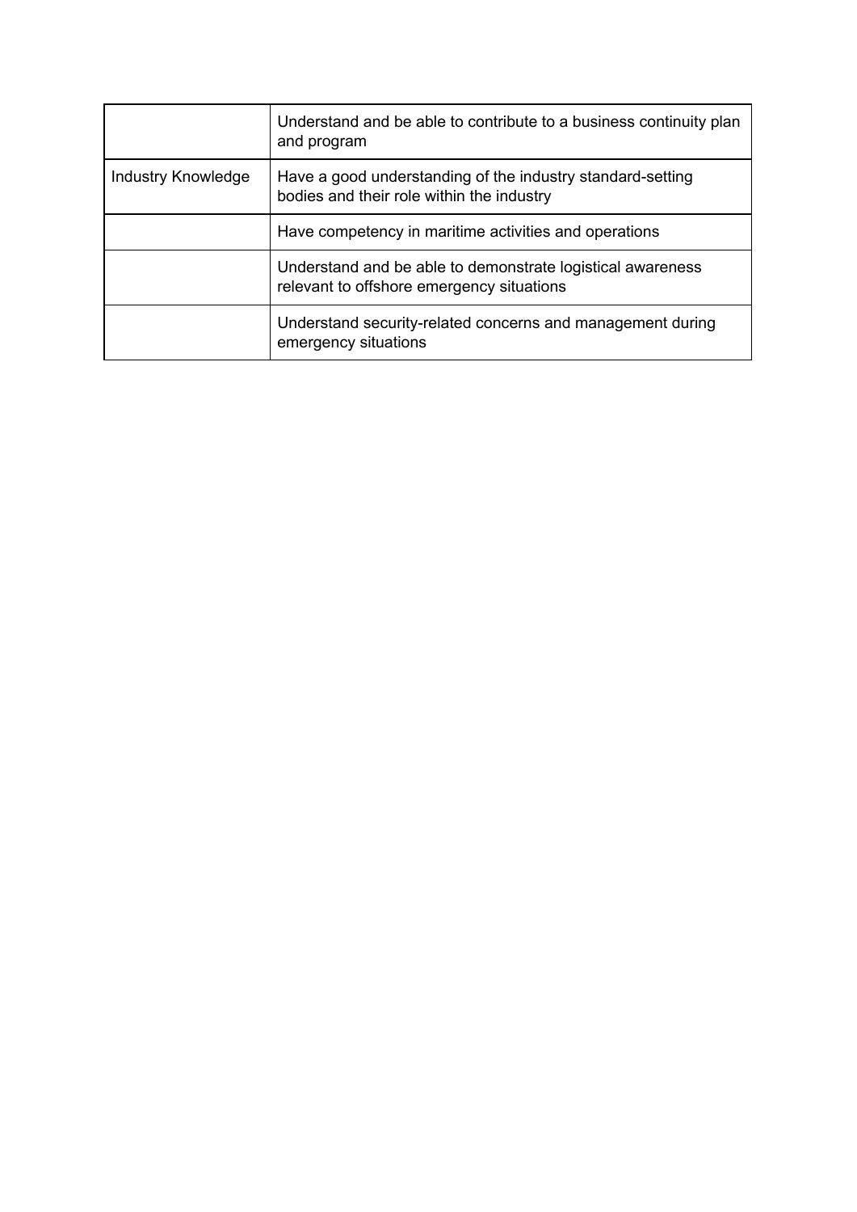| | |
|---|---|
| | Understand and be able to contribute to a business continuity plan and program |
| Industry Knowledge | Have a good understanding of the industry standard-setting bodies and their role within the industry |
| | Have competency in maritime activities and operations |
| | Understand and be able to demonstrate logistical awareness relevant to offshore emergency situations |
| | Understand security-related concerns and management during emergency situations |